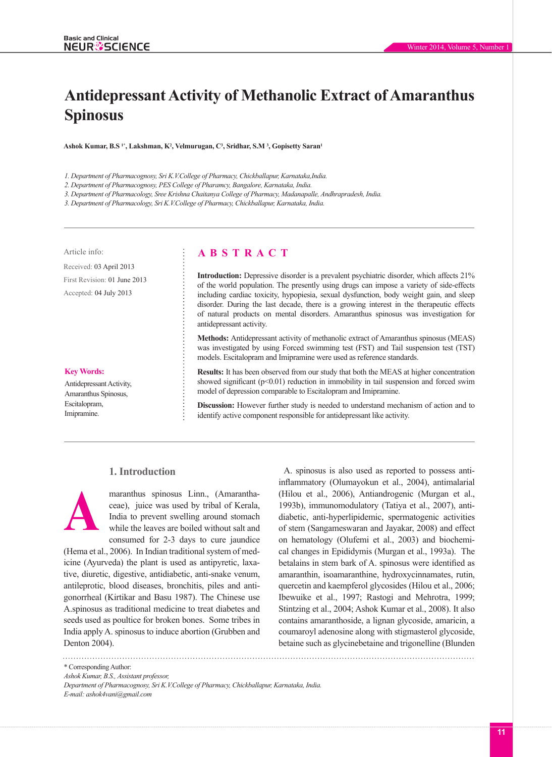# Antidepressant Activity of Methanolic Extract of Amaranthus Spinosus

**Ashok Kumar, B.S [1*], Lakshman, K[2], Velmurugan, C[3], Sridhar, S.M [3], Gopisetty Saran[1]**

*1. Department of Pharmacognosy, Sri K.V.College of Pharmacy, Chickballapur, Karnataka,India.*
*2. Department of Pharmacognosy, PES College of Pharamcy, Bangalore, Karnataka, India.*
*3. Department of Pharmacology, Sree Krishna Chaitanya College of Pharmacy, Madanapalle, Andhrapradesh, India.*
*3. Department of Pharmacology, Sri K.V.College of Pharmacy, Chickballapur, Karnataka, India.*

Article info:

Received: 03 April 2013

First Revision: 01 June 2013

Accepted: 04 July 2013

**Key Words:**
Antidepressant Activity,
Amaranthus Spinosus,
Escitalopram,
Imipramine.

## ABSTRACT

**Introduction:** Depressive disorder is a prevalent psychiatric disorder, which affects 21% of the world population. The presently using drugs can impose a variety of side-effects including cardiac toxicity, hypopiesia, sexual dysfunction, body weight gain, and sleep disorder. During the last decade, there is a growing interest in the therapeutic effects of natural products on mental disorders. Amaranthus spinosus was investigation for antidepressant activity.

**Methods:** Antidepressant activity of methanolic extract of Amaranthus spinosus (MEAS) was investigated by using Forced swimming test (FST) and Tail suspension test (TST) models. Escitalopram and Imipramine were used as reference standards.

**Results:** It has been observed from our study that both the MEAS at higher concentration showed significant ($p<0.01$) reduction in immobility in tail suspension and forced swim model of depression comparable to Escitalopram and Imipramine.

**Discussion:** However further study is needed to understand mechanism of action and to identify active component responsible for antidepressant like activity.

## 1. Introduction

Amaranthus spinosus Linn., (Amaranthaceae), juice was used by tribal of Kerala, India to prevent swelling around stomach while the leaves are boiled without salt and consumed for 2-3 days to cure jaundice (Hema et al., 2006). In Indian traditional system of medicine (Ayurveda) the plant is used as antipyretic, laxative, diuretic, digestive, antidiabetic, anti-snake venum, antileprotic, blood diseases, bronchitis, piles and antigonorrheal (Kirtikar and Basu 1987). The Chinese use A.spinosus as traditional medicine to treat diabetes and seeds used as poultice for broken bones. Some tribes in India apply A. spinosus to induce abortion (Grubben and Denton 2004).

A. spinosus is also used as reported to possess anti-inflammatory (Olumayokun et al., 2004), antimalarial (Hilou et al., 2006), Antiandrogenic (Murgan et al., 1993b), immunomodulatory (Tatiya et al., 2007), anti-diabetic, anti-hyperlipidemic, spermatogenic activities of stem (Sangameswaran and Jayakar, 2008) and effect on hematology (Olufemi et al., 2003) and biochemical changes in Epididymis (Murgan et al., 1993a). The betalains in stem bark of A. spinosus were identified as amaranthin, isoamaranthine, hydroxycinnamates, rutin, quercetin and kaempferol glycosides (Hilou et al., 2006; Ibewuike et al., 1997; Rastogi and Mehrotra, 1999; Stintzing et al., 2004; Ashok Kumar et al., 2008). It also contains amaranthoside, a lignan glycoside, amaricin, a coumaroyl adenosine along with stigmasterol glycoside, betaine such as glycinebetaine and trigonelline (Blunden

\* Corresponding Author:
*Ashok Kumar, B.S., Assistant professor,*
*Department of Pharmacognosy, Sri K.V.College of Pharmacy, Chickballapur, Karnataka, India.*
*E-mail: ashok4vani@gmail.com*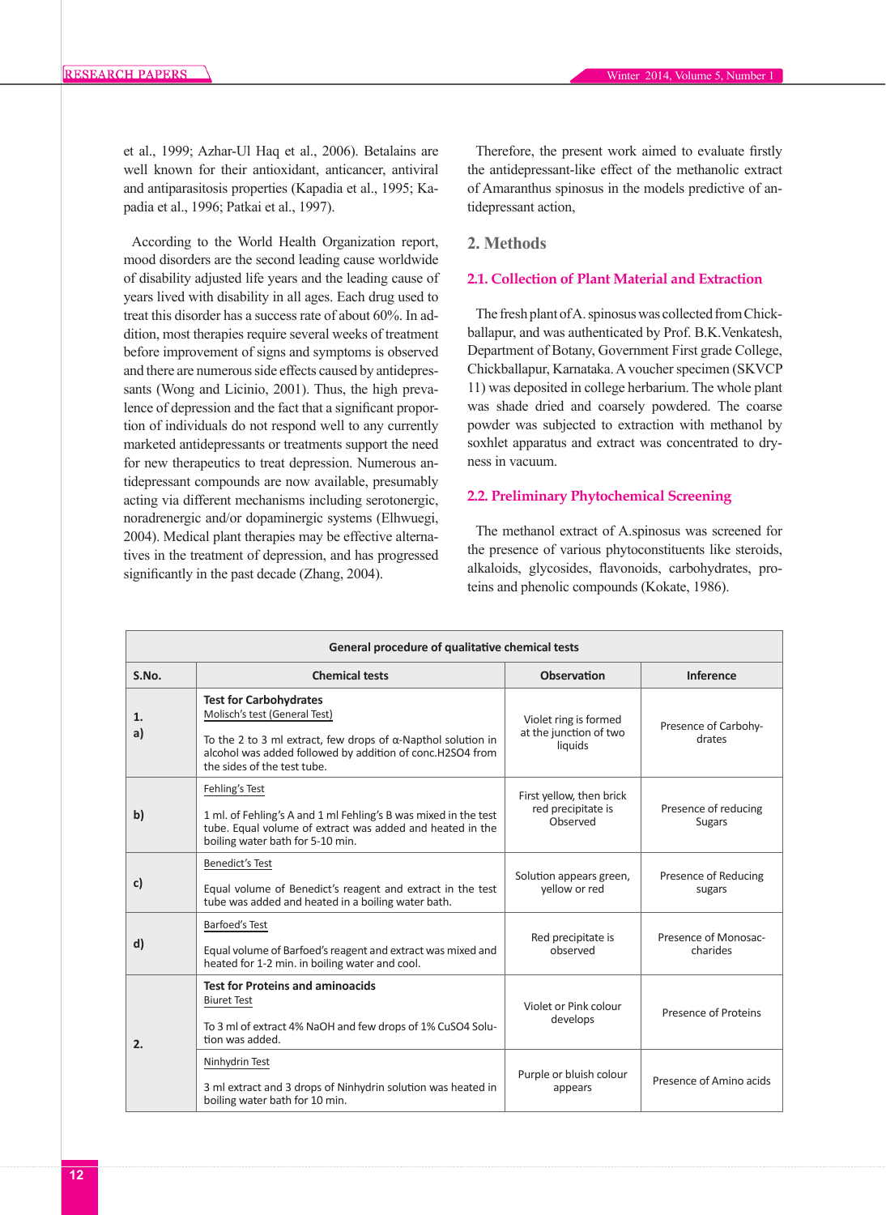et al., 1999; Azhar-Ul Haq et al., 2006). Betalains are well known for their antioxidant, anticancer, antiviral and antiparasitosis properties (Kapadia et al., 1995; Kapadia et al., 1996; Patkai et al., 1997).

According to the World Health Organization report, mood disorders are the second leading cause worldwide of disability adjusted life years and the leading cause of years lived with disability in all ages. Each drug used to treat this disorder has a success rate of about 60%. In addition, most therapies require several weeks of treatment before improvement of signs and symptoms is observed and there are numerous side effects caused by antidepressants (Wong and Licinio, 2001). Thus, the high prevalence of depression and the fact that a significant proportion of individuals do not respond well to any currently marketed antidepressants or treatments support the need for new therapeutics to treat depression. Numerous antidepressant compounds are now available, presumably acting via different mechanisms including serotonergic, noradrenergic and/or dopaminergic systems (Elhwuegi, 2004). Medical plant therapies may be effective alternatives in the treatment of depression, and has progressed significantly in the past decade (Zhang, 2004).

Therefore, the present work aimed to evaluate firstly the antidepressant-like effect of the methanolic extract of Amaranthus spinosus in the models predictive of antidepressant action,

## 2. Methods

### 2.1. Collection of Plant Material and Extraction

The fresh plant of A. spinosus was collected from Chickballapur, and was authenticated by Prof. B.K.Venkatesh, Department of Botany, Government First grade College, Chickballapur, Karnataka. A voucher specimen (SKVCP 11) was deposited in college herbarium. The whole plant was shade dried and coarsely powdered. The coarse powder was subjected to extraction with methanol by soxhlet apparatus and extract was concentrated to dryness in vacuum.

### 2.2. Preliminary Phytochemical Screening

The methanol extract of A.spinosus was screened for the presence of various phytoconstituents like steroids, alkaloids, glycosides, flavonoids, carbohydrates, proteins and phenolic compounds (Kokate, 1986).

| General procedure of qualitative chemical tests | | | |
|---|---|---|---|
| **S.No.** | **Chemical tests** | **Observation** | **Inference** |
| **1. a)** | **Test for Carbohydrates** Molisch's test (General Test) To the 2 to 3 ml extract, few drops of α-Napthol solution in alcohol was added followed by addition of conc.$H_2SO_4$ from the sides of the test tube. | Violet ring is formed at the junction of two liquids | Presence of Carbohydrates |
| **b)** | Fehling's Test 1 ml. of Fehling's A and 1 ml Fehling's B was mixed in the test tube. Equal volume of extract was added and heated in the boiling water bath for 5-10 min. | First yellow, then brick red precipitate is Observed | Presence of reducing Sugars |
| **c)** | Benedict's Test Equal volume of Benedict's reagent and extract in the test tube was added and heated in a boiling water bath. | Solution appears green, yellow or red | Presence of Reducing sugars |
| **d)** | Barfoed's Test Equal volume of Barfoed's reagent and extract was mixed and heated for 1-2 min. in boiling water and cool. | Red precipitate is observed | Presence of Monosaccharides |
| **2.** | **Test for Proteins and aminoacids** Biuret Test To 3 ml of extract 4% NaOH and few drops of 1% $CuSO_4$ Solution was added. | Violet or Pink colour develops | Presence of Proteins |
| | Ninhydrin Test 3 ml extract and 3 drops of Ninhydrin solution was heated in boiling water bath for 10 min. | Purple or bluish colour appears | Presence of Amino acids |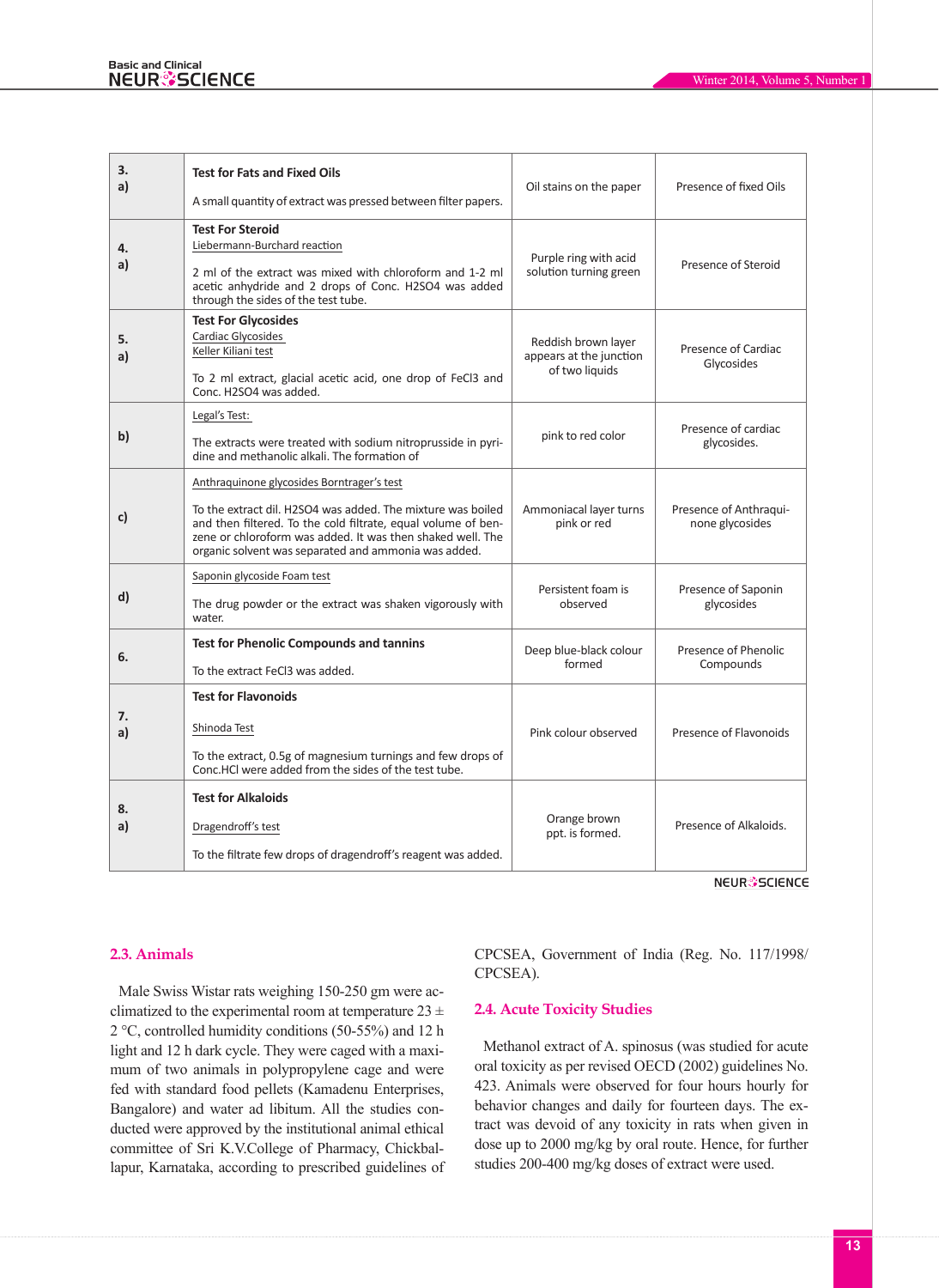| | | | |
|---|---|---|---|
| 3. a) | **Test for Fats and Fixed Oils** A small quantity of extract was pressed between filter papers. | Oil stains on the paper | Presence of fixed Oils |
| 4. a) | **Test For Steroid** Liebermann-Burchard reaction 2 ml of the extract was mixed with chloroform and 1-2 ml acetic anhydride and 2 drops of Conc. $H_2SO_4$ was added through the sides of the test tube. | Purple ring with acid solution turning green | Presence of Steroid |
| 5. a) | **Test For Glycosides** Cardiac Glycosides Keller Kiliani test To 2 ml extract, glacial acetic acid, one drop of $FeCl_3$ and Conc. $H_2SO_4$ was added. | Reddish brown layer appears at the junction of two liquids | Presence of Cardiac Glycosides |
| b) | Legal's Test: The extracts were treated with sodium nitroprusside in pyridine and methanolic alkali. The formation of | pink to red color | Presence of cardiac glycosides. |
| c) | Anthraquinone glycosides Borntrager's test To the extract dil. $H_2SO_4$ was added. The mixture was boiled and then filtered. To the cold filtrate, equal volume of benzene or chloroform was added. It was then shaked well. The organic solvent was separated and ammonia was added. | Ammoniacal layer turns pink or red | Presence of Anthraquinone glycosides |
| d) | Saponin glycoside Foam test The drug powder or the extract was shaken vigorously with water. | Persistent foam is observed | Presence of Saponin glycosides |
| 6. | **Test for Phenolic Compounds and tannins** To the extract $FeCl_3$ was added. | Deep blue-black colour formed | Presence of Phenolic Compounds |
| 7. a) | **Test for Flavonoids** Shinoda Test To the extract, 0.5g of magnesium turnings and few drops of Conc.HCl were added from the sides of the test tube. | Pink colour observed | Presence of Flavonoids |
| 8. a) | **Test for Alkaloids** Dragendroff's test To the filtrate few drops of dragendroff's reagent was added. | Orange brown ppt. is formed. | Presence of Alkaloids. |

## 2.3. Animals

Male Swiss Wistar rats weighing 150-250 gm were acclimatized to the experimental room at temperature 23 ± 2 °C, controlled humidity conditions (50-55%) and 12 h light and 12 h dark cycle. They were caged with a maximum of two animals in polypropylene cage and were fed with standard food pellets (Kamadenu Enterprises, Bangalore) and water ad libitum. All the studies conducted were approved by the institutional animal ethical committee of Sri K.V.College of Pharmacy, Chickballapur, Karnataka, according to prescribed guidelines of CPCSEA, Government of India (Reg. No. 117/1998/ CPCSEA).

## 2.4. Acute Toxicity Studies

Methanol extract of A. spinosus (was studied for acute oral toxicity as per revised OECD (2002) guidelines No. 423. Animals were observed for four hours hourly for behavior changes and daily for fourteen days. The extract was devoid of any toxicity in rats when given in dose up to 2000 mg/kg by oral route. Hence, for further studies 200-400 mg/kg doses of extract were used.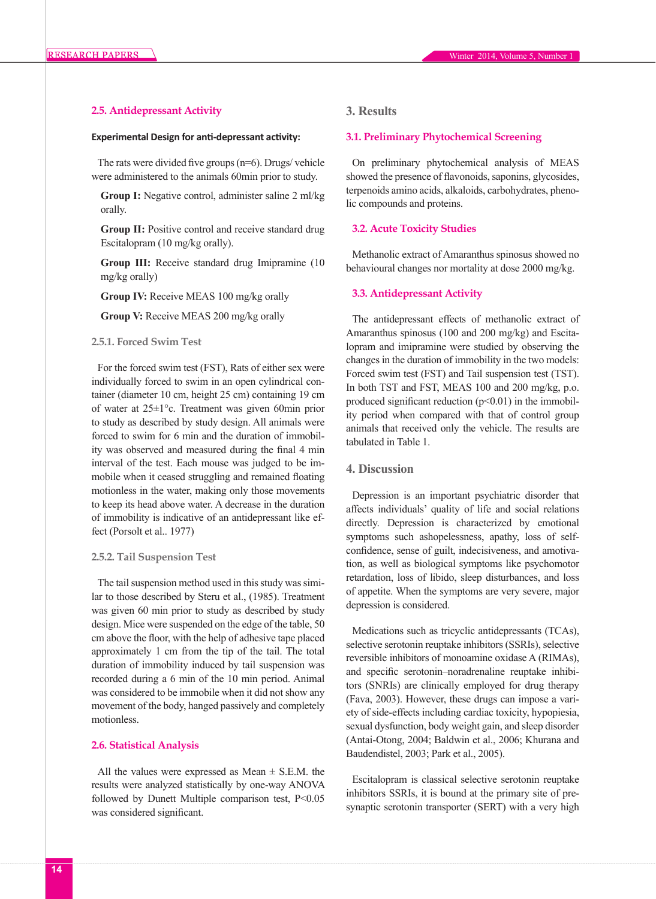### 2.5. Antidepressant Activity

**Experimental Design for anti-depressant activity:**

The rats were divided five groups (n=6). Drugs/ vehicle were administered to the animals 60min prior to study.

**Group I:** Negative control, administer saline 2 ml/kg orally.

**Group II:** Positive control and receive standard drug Escitalopram (10 mg/kg orally).

**Group III:** Receive standard drug Imipramine (10 mg/kg orally)

**Group IV:** Receive MEAS 100 mg/kg orally

**Group V:** Receive MEAS 200 mg/kg orally

#### 2.5.1. Forced Swim Test

For the forced swim test (FST), Rats of either sex were individually forced to swim in an open cylindrical container (diameter 10 cm, height 25 cm) containing 19 cm of water at 25±1°c. Treatment was given 60min prior to study as described by study design. All animals were forced to swim for 6 min and the duration of immobility was observed and measured during the final 4 min interval of the test. Each mouse was judged to be immobile when it ceased struggling and remained floating motionless in the water, making only those movements to keep its head above water. A decrease in the duration of immobility is indicative of an antidepressant like effect (Porsolt et al.. 1977)

#### 2.5.2. Tail Suspension Test

The tail suspension method used in this study was similar to those described by Steru et al., (1985). Treatment was given 60 min prior to study as described by study design. Mice were suspended on the edge of the table, 50 cm above the floor, with the help of adhesive tape placed approximately 1 cm from the tip of the tail. The total duration of immobility induced by tail suspension was recorded during a 6 min of the 10 min period. Animal was considered to be immobile when it did not show any movement of the body, hanged passively and completely motionless.

### 2.6. Statistical Analysis

All the values were expressed as Mean ± S.E.M. the results were analyzed statistically by one-way ANOVA followed by Dunett Multiple comparison test, P<0.05 was considered significant.

## 3. Results

### 3.1. Preliminary Phytochemical Screening

On preliminary phytochemical analysis of MEAS showed the presence of flavonoids, saponins, glycosides, terpenoids amino acids, alkaloids, carbohydrates, phenolic compounds and proteins.

### 3.2. Acute Toxicity Studies

Methanolic extract of Amaranthus spinosus showed no behavioural changes nor mortality at dose 2000 mg/kg.

### 3.3. Antidepressant Activity

The antidepressant effects of methanolic extract of Amaranthus spinosus (100 and 200 mg/kg) and Escitalopram and imipramine were studied by observing the changes in the duration of immobility in the two models: Forced swim test (FST) and Tail suspension test (TST). In both TST and FST, MEAS 100 and 200 mg/kg, p.o. produced significant reduction (p<0.01) in the immobility period when compared with that of control group animals that received only the vehicle. The results are tabulated in Table 1.

## 4. Discussion

Depression is an important psychiatric disorder that affects individuals' quality of life and social relations directly. Depression is characterized by emotional symptoms such ashopelessness, apathy, loss of self-confidence, sense of guilt, indecisiveness, and amotivation, as well as biological symptoms like psychomotor retardation, loss of libido, sleep disturbances, and loss of appetite. When the symptoms are very severe, major depression is considered.

Medications such as tricyclic antidepressants (TCAs), selective serotonin reuptake inhibitors (SSRIs), selective reversible inhibitors of monoamine oxidase A (RIMAs), and specific serotonin–noradrenaline reuptake inhibitors (SNRIs) are clinically employed for drug therapy (Fava, 2003). However, these drugs can impose a variety of side-effects including cardiac toxicity, hypopiesia, sexual dysfunction, body weight gain, and sleep disorder (Antai-Otong, 2004; Baldwin et al., 2006; Khurana and Baudendistel, 2003; Park et al., 2005).

Escitalopram is classical selective serotonin reuptake inhibitors SSRIs, it is bound at the primary site of presynaptic serotonin transporter (SERT) with a very high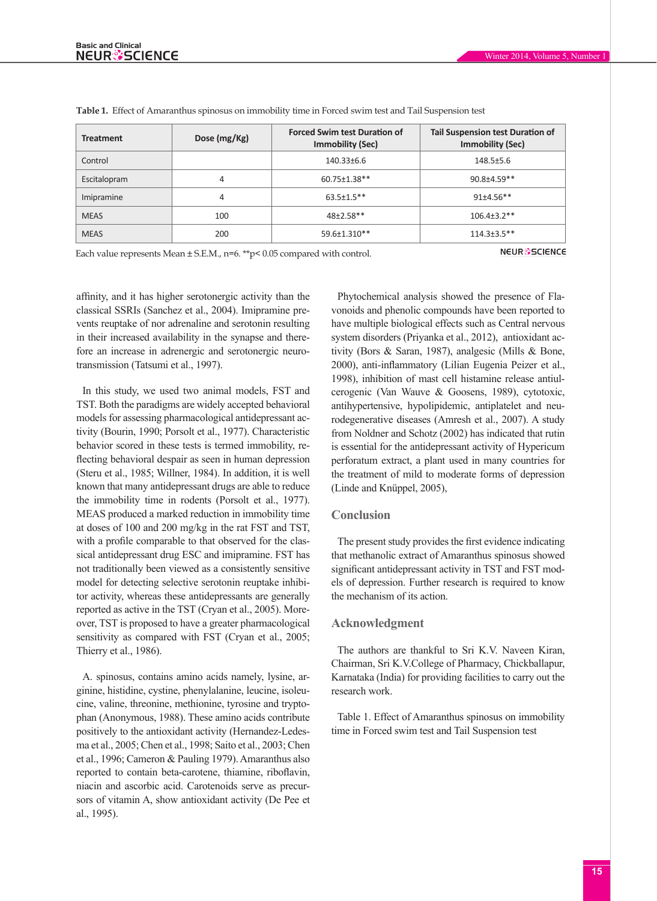**Table 1.** Effect of Amaranthus spinosus on immobility time in Forced swim test and Tail Suspension test

| Treatment | Dose (mg/Kg) | Forced Swim test Duration of Immobility (Sec) | Tail Suspension test Duration of Immobility (Sec) |
|---|---|---|---|
| Control | | 140.33±6.6 | 148.5±5.6 |
| Escitalopram | 4 | 60.75±1.38** | 90.8±4.59** |
| Imipramine | 4 | 63.5±1.5** | 91±4.56** |
| MEAS | 100 | 48±2.58** | 106.4±3.2** |
| MEAS | 200 | 59.6±1.310** | 114.3±3.5** |

Each value represents Mean ± S.E.M., n=6. **p< 0.05 compared with control.

affinity, and it has higher serotonergic activity than the classical SSRIs (Sanchez et al., 2004). Imipramine prevents reuptake of nor adrenaline and serotonin resulting in their increased availability in the synapse and therefore an increase in adrenergic and serotonergic neurotransmission (Tatsumi et al., 1997).

In this study, we used two animal models, FST and TST. Both the paradigms are widely accepted behavioral models for assessing pharmacological antidepressant activity (Bourin, 1990; Porsolt et al., 1977). Characteristic behavior scored in these tests is termed immobility, reflecting behavioral despair as seen in human depression (Steru et al., 1985; Willner, 1984). In addition, it is well known that many antidepressant drugs are able to reduce the immobility time in rodents (Porsolt et al., 1977). MEAS produced a marked reduction in immobility time at doses of 100 and 200 mg/kg in the rat FST and TST, with a profile comparable to that observed for the classical antidepressant drug ESC and imipramine. FST has not traditionally been viewed as a consistently sensitive model for detecting selective serotonin reuptake inhibitor activity, whereas these antidepressants are generally reported as active in the TST (Cryan et al., 2005). Moreover, TST is proposed to have a greater pharmacological sensitivity as compared with FST (Cryan et al., 2005; Thierry et al., 1986).

A. spinosus, contains amino acids namely, lysine, arginine, histidine, cystine, phenylalanine, leucine, isoleucine, valine, threonine, methionine, tyrosine and tryptophan (Anonymous, 1988). These amino acids contribute positively to the antioxidant activity (Hernandez-Ledesma et al., 2005; Chen et al., 1998; Saito et al., 2003; Chen et al., 1996; Cameron & Pauling 1979). Amaranthus also reported to contain beta-carotene, thiamine, riboflavin, niacin and ascorbic acid. Carotenoids serve as precursors of vitamin A, show antioxidant activity (De Pee et al., 1995).

Phytochemical analysis showed the presence of Flavonoids and phenolic compounds have been reported to have multiple biological effects such as Central nervous system disorders (Priyanka et al., 2012), antioxidant activity (Bors & Saran, 1987), analgesic (Mills & Bone, 2000), anti-inflammatory (Lilian Eugenia Peizer et al., 1998), inhibition of mast cell histamine release antiulcerogenic (Van Wauve & Goosens, 1989), cytotoxic, antihypertensive, hypolipidemic, antiplatelet and neurodegenerative diseases (Amresh et al., 2007). A study from Noldner and Schotz (2002) has indicated that rutin is essential for the antidepressant activity of Hypericum perforatum extract, a plant used in many countries for the treatment of mild to moderate forms of depression (Linde and Knüppel, 2005),

## Conclusion

The present study provides the first evidence indicating that methanolic extract of Amaranthus spinosus showed significant antidepressant activity in TST and FST models of depression. Further research is required to know the mechanism of its action.

## Acknowledgment

The authors are thankful to Sri K.V. Naveen Kiran, Chairman, Sri K.V.College of Pharmacy, Chickballapur, Karnataka (India) for providing facilities to carry out the research work.

Table 1. Effect of Amaranthus spinosus on immobility time in Forced swim test and Tail Suspension test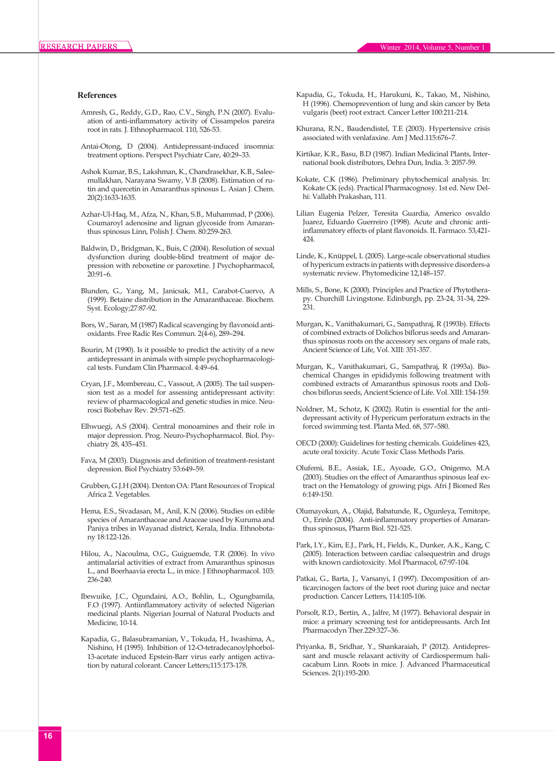### References

Amresh, G., Reddy, G.D., Rao, C.V., Singh, P.N (2007). Evaluation of anti-inflammatory activity of Cissampelos pareira root in rats. J. Ethnopharmacol. 110, 526-53.

Antai-Otong, D (2004). Antidepressant-induced insomnia: treatment options. Perspect Psychiatr Care, 40:29–33.

Ashok Kumar, B.S., Lakshman, K., Chandrasekhar, K.B., Saleemullakhan, Narayana Swamy, V.B (2008). Estimation of rutin and quercetin in Amaranthus spinosus L. Asian J. Chem. 20(2):1633-1635.

Azhar-Ul-Haq, M., Afza, N., Khan, S.B., Muhammad, P (2006). Coumaroyl adenosine and lignan glycoside from Amaranthus spinosus Linn, Polish J. Chem. 80:259-263.

Baldwin, D., Bridgman, K., Buis, C (2004). Resolution of sexual dysfunction during double-blind treatment of major depression with reboxetine or paroxetine. J Psychopharmacol, 20:91–6.

Blunden, G., Yang, M., Janicsak, M.I., Carabot-Cuervo, A (1999). Betaine distribution in the Amaranthaceae. Biochem. Syst. Ecology;27:87-92.

Bors, W., Saran, M (1987) Radical scavenging by flavonoid antioxidants. Free Radic Res Commun. 2(4-6), 289–294.

Bourin, M (1990). Is it possible to predict the activity of a new antidepressant in animals with simple psychopharmacological tests. Fundam Clin Pharmacol. 4:49–64.

Cryan, J.F., Mombereau, C., Vassout, A (2005). The tail suspension test as a model for assessing antidepressant activity: review of pharmacological and genetic studies in mice. Neurosci Biobehav Rev. 29:571–625.

Elhwuegi, A.S (2004). Central monoamines and their role in major depression. Prog. Neuro-Psychopharmacol. Biol. Psychiatry 28, 435–451.

Fava, M (2003). Diagnosis and definition of treatment-resistant depression. Biol Psychiatry 53:649–59.

Grubben, G.J.H (2004). Denton OA: Plant Resources of Tropical Africa 2. Vegetables.

Hema, E.S., Sivadasan, M., Anil, K.N (2006). Studies on edible species of Amaranthaceae and Araceae used by Kuruma and Paniya tribes in Wayanad district, Kerala, India. Ethnobotany 18:122-126.

Hilou, A., Nacoulma, O.G., Guiguemde, T.R (2006). In vivo antimalarial activities of extract from Amaranthus spinosus L., and Boerhaavia erecta L., in mice. J Ethnopharmacol. 103: 236-240.

Ibewuike, J.C., Ogundaini, A.O., Bohlin, L., Ogungbamila, F.O (1997). Antiinflammatory activity of selected Nigerian medicinal plants. Nigerian Journal of Natural Products and Medicine, 10-14.

Kapadia, G., Balasubramanian, V., Tokuda, H., Iwashima, A., Nishino, H (1995). Inhibition of 12-O-tetradecanoylphorbol-13-acetate induced Epstein-Barr virus early antigen activation by natural colorant. Cancer Letters;115:173-178.

Kapadia, G., Tokuda, H., Harukuni, K., Takao, M., Nishino, H (1996). Chemoprevention of lung and skin cancer by Beta vulgaris (beet) root extract. Cancer Letter 100:211-214.

Khurana, R.N., Baudendistel, T.E (2003). Hypertensive crisis associated with venlafaxine. Am J Med.115:676–7.

Kirtikar, K.R., Basu, B.D (1987). Indian Medicinal Plants, International book distributors, Dehra Dun, India. 3: 2057-59.

Kokate, C.K (1986). Preliminary phytochemical analysis. In: Kokate CK (eds). Practical Pharmacognosy. 1st ed. New Delhi: Vallabh Prakashan, 111.

Lilian Eugenia Pelzer, Teresita Guardia, Americo osvaldo Juarez, Eduardo Guerreiro (1998). Acute and chronic antiinflammatory effects of plant flavonoids. IL Farmaco. 53,421-424.

Linde, K., Knüppel, L (2005). Large-scale observational studies of hypericum extracts in patients with depressive disorders-a systematic review. Phytomedicine 12,148–157.

Mills, S., Bone, K (2000). Principles and Practice of Phytotherapy. Churchill Livingstone. Edinburgh, pp. 23-24, 31-34, 229-231.

Murgan, K., Vanithakumari, G., Sampathraj, R (1993b). Effects of combined extracts of Dolichos biflorus seeds and Amaranthus spinosus roots on the accessory sex organs of male rats, Ancient Science of Life, Vol. XIII: 351-357.

Murgan, K., Vanithakumari, G., Sampathraj, R (1993a). Biochemical Changes in epididymis following treatment with combined extracts of Amaranthus spinosus roots and Dolichos biflorus seeds, Ancient Science of Life. Vol. XIII: 154-159.

Noldner, M., Schotz, K (2002). Rutin is essential for the antidepressant activity of Hypericum perforatum extracts in the forced swimming test. Planta Med. 68, 577–580.

OECD (2000): Guidelines for testing chemicals. Guidelines 423, acute oral toxicity. Acute Toxic Class Methods Paris.

Olufemi, B.E., Assiak, I.E., Ayoade, G.O., Onigemo, M.A (2003). Studies on the effect of Amaranthus spinosus leaf extract on the Hematology of growing pigs. Afri J Biomed Res 6:149-150.

Olumayokun, A., Olajid, Babatunde, R., Ogunleya, Temitope, O., Erinle (2004). Anti-inflammatory properties of Amaranthus spinosus, Pharm Biol. 521-525.

Park, I.Y., Kim, E.J., Park, H., Fields, K., Dunker, A.K., Kang, C (2005). Interaction between cardiac calsequestrin and drugs with known cardiotoxicity. Mol Pharmacol, 67:97-104.

Patkai, G., Barta, J., Varsanyi, I (1997). Decomposition of anticarcinogen factors of the beet root during juice and nectar production. Cancer Letters, 114:105-106.

Porsolt, R.D., Bertin, A., Jalfre, M (1977). Behavioral despair in mice: a primary screening test for antidepressants. Arch Int Pharmacodyn Ther.229:327–36.

Priyanka, B., Sridhar, Y., Shankaraiah, P (2012). Antidepressant and muscle relaxant activity of Cardiospermum halicacabum Linn. Roots in mice. J. Advanced Pharmaceutical Sciences. 2(1):193-200.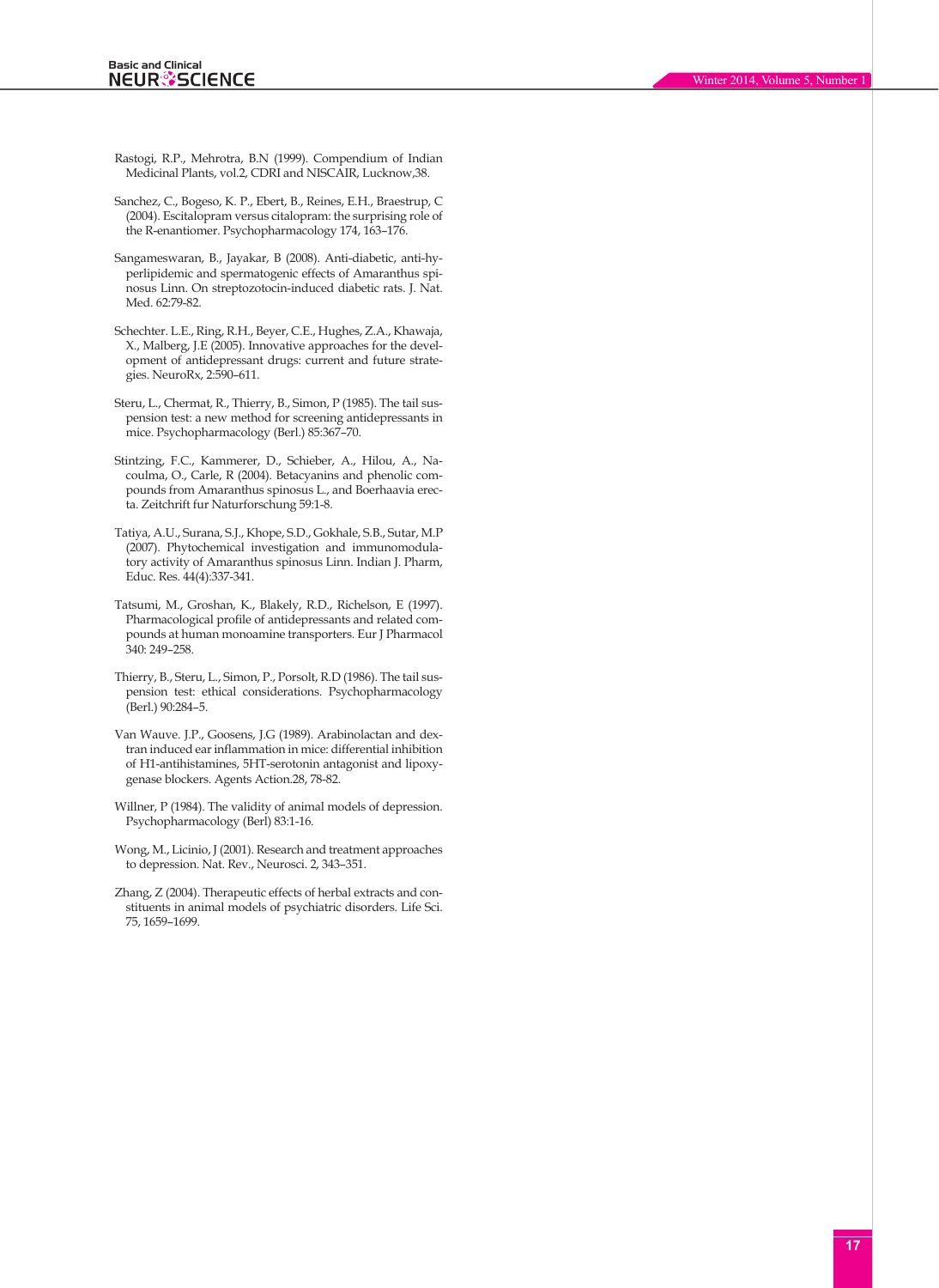Rastogi, R.P., Mehrotra, B.N (1999). Compendium of Indian Medicinal Plants, vol.2, CDRI and NISCAIR, Lucknow,38.

Sanchez, C., Bogeso, K. P., Ebert, B., Reines, E.H., Braestrup, C (2004). Escitalopram versus citalopram: the surprising role of the R-enantiomer. Psychopharmacology 174, 163–176.

Sangameswaran, B., Jayakar, B (2008). Anti-diabetic, anti-hyperlipidemic and spermatogenic effects of Amaranthus spinosus Linn. On streptozotocin-induced diabetic rats. J. Nat. Med. 62:79-82.

Schechter. L.E., Ring, R.H., Beyer, C.E., Hughes, Z.A., Khawaja, X., Malberg, J.E (2005). Innovative approaches for the development of antidepressant drugs: current and future strategies. NeuroRx, 2:590–611.

Steru, L., Chermat, R., Thierry, B., Simon, P (1985). The tail suspension test: a new method for screening antidepressants in mice. Psychopharmacology (Berl.) 85:367–70.

Stintzing, F.C., Kammerer, D., Schieber, A., Hilou, A., Nacoulma, O., Carle, R (2004). Betacyanins and phenolic compounds from Amaranthus spinosus L., and Boerhaavia erecta. Zeitchrift fur Naturforschung 59:1-8.

Tatiya, A.U., Surana, S.J., Khope, S.D., Gokhale, S.B., Sutar, M.P (2007). Phytochemical investigation and immunomodulatory activity of Amaranthus spinosus Linn. Indian J. Pharm, Educ. Res. 44(4):337-341.

Tatsumi, M., Groshan, K., Blakely, R.D., Richelson, E (1997). Pharmacological profile of antidepressants and related compounds at human monoamine transporters. Eur J Pharmacol 340: 249–258.

Thierry, B., Steru, L., Simon, P., Porsolt, R.D (1986). The tail suspension test: ethical considerations. Psychopharmacology (Berl.) 90:284–5.

Van Wauve. J.P., Goosens, J.G (1989). Arabinolactan and dextran induced ear inflammation in mice: differential inhibition of H1-antihistamines, 5HT-serotonin antagonist and lipoxygenase blockers. Agents Action.28, 78-82.

Willner, P (1984). The validity of animal models of depression. Psychopharmacology (Berl) 83:1-16.

Wong, M., Licinio, J (2001). Research and treatment approaches to depression. Nat. Rev., Neurosci. 2, 343–351.

Zhang, Z (2004). Therapeutic effects of herbal extracts and constituents in animal models of psychiatric disorders. Life Sci. 75, 1659–1699.